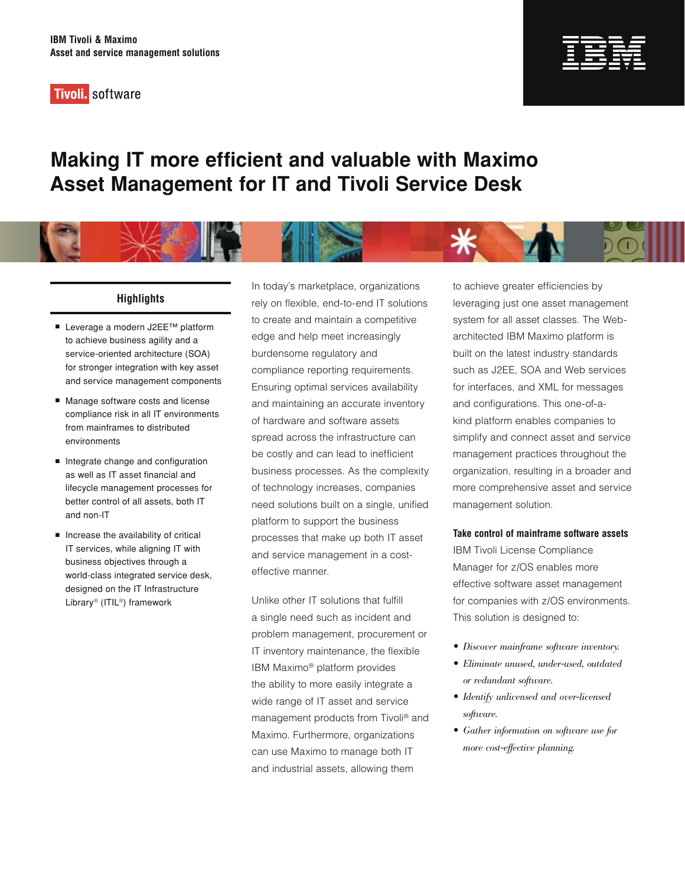IBM Tivoli & Maximo
Asset and service management solutions

Tivoli. software

# Making IT more efficient and valuable with Maximo Asset Management for IT and Tivoli Service Desk

## Highlights

- Leverage a modern J2EE™ platform to achieve business agility and a service-oriented architecture (SOA) for stronger integration with key asset and service management components
- Manage software costs and license compliance risk in all IT environments from mainframes to distributed environments
- Integrate change and configuration as well as IT asset financial and lifecycle management processes for better control of all assets, both IT and non-IT
- Increase the availability of critical IT services, while aligning IT with business objectives through a world-class integrated service desk, designed on the IT Infrastructure Library® (ITIL®) framework

In today's marketplace, organizations rely on flexible, end-to-end IT solutions to create and maintain a competitive edge and help meet increasingly burdensome regulatory and compliance reporting requirements. Ensuring optimal services availability and maintaining an accurate inventory of hardware and software assets spread across the infrastructure can be costly and can lead to inefficient business processes. As the complexity of technology increases, companies need solutions built on a single, unified platform to support the business processes that make up both IT asset and service management in a cost-effective manner.

Unlike other IT solutions that fulfill a single need such as incident and problem management, procurement or IT inventory maintenance, the flexible IBM Maximo® platform provides the ability to more easily integrate a wide range of IT asset and service management products from Tivoli® and Maximo. Furthermore, organizations can use Maximo to manage both IT and industrial assets, allowing them to achieve greater efficiencies by leveraging just one asset management system for all asset classes. The Web-architected IBM Maximo platform is built on the latest industry standards such as J2EE, SOA and Web services for interfaces, and XML for messages and configurations. This one-of-a-kind platform enables companies to simplify and connect asset and service management practices throughout the organization, resulting in a broader and more comprehensive asset and service management solution.

### Take control of mainframe software assets

IBM Tivoli License Compliance Manager for z/OS enables more effective software asset management for companies with z/OS environments. This solution is designed to:

- *Discover mainframe software inventory.*
- *Eliminate unused, under-used, outdated or redundant software.*
- *Identify unlicensed and over-licensed software.*
- *Gather information on software use for more cost-effective planning.*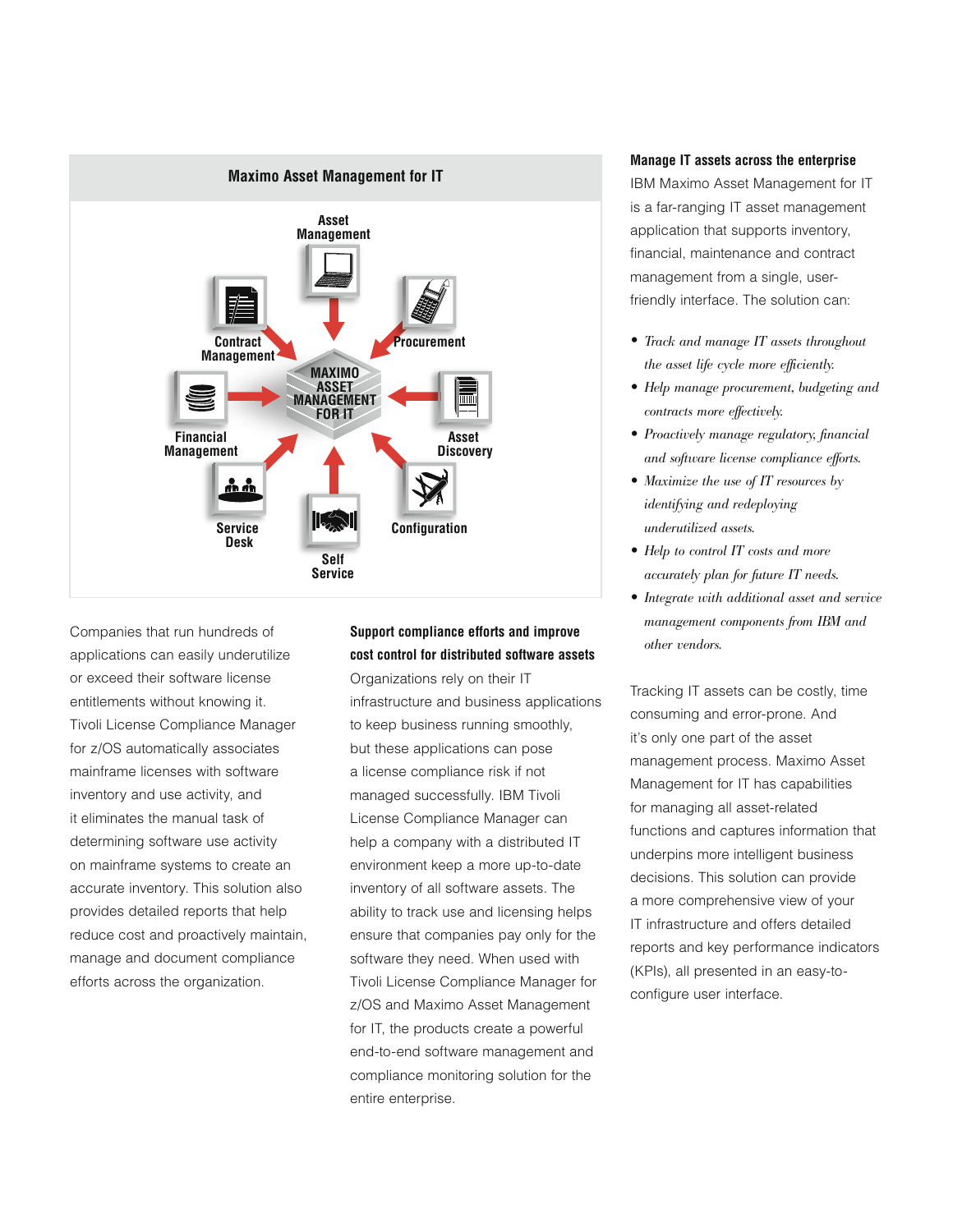## Maximo Asset Management for IT

Asset Management

Contract Management

Procurement

MAXIMO ASSET MANAGEMENT FOR IT

Financial Management

Asset Discovery

Service Desk

Self Service

Configuration

Companies that run hundreds of applications can easily underutilize or exceed their software license entitlements without knowing it. Tivoli License Compliance Manager for z/OS automatically associates mainframe licenses with software inventory and use activity, and it eliminates the manual task of determining software use activity on mainframe systems to create an accurate inventory. This solution also provides detailed reports that help reduce cost and proactively maintain, manage and document compliance efforts across the organization.

**Support compliance efforts and improve cost control for distributed software assets**

Organizations rely on their IT infrastructure and business applications to keep business running smoothly, but these applications can pose a license compliance risk if not managed successfully. IBM Tivoli License Compliance Manager can help a company with a distributed IT environment keep a more up-to-date inventory of all software assets. The ability to track use and licensing helps ensure that companies pay only for the software they need. When used with Tivoli License Compliance Manager for z/OS and Maximo Asset Management for IT, the products create a powerful end-to-end software management and compliance monitoring solution for the entire enterprise.

**Manage IT assets across the enterprise**

IBM Maximo Asset Management for IT is a far-ranging IT asset management application that supports inventory, financial, maintenance and contract management from a single, user-friendly interface. The solution can:

- *Track and manage IT assets throughout the asset life cycle more efficiently.*
- *Help manage procurement, budgeting and contracts more effectively.*
- *Proactively manage regulatory, financial and software license compliance efforts.*
- *Maximize the use of IT resources by identifying and redeploying underutilized assets.*
- *Help to control IT costs and more accurately plan for future IT needs.*
- *Integrate with additional asset and service management components from IBM and other vendors.*

Tracking IT assets can be costly, time consuming and error-prone. And it's only one part of the asset management process. Maximo Asset Management for IT has capabilities for managing all asset-related functions and captures information that underpins more intelligent business decisions. This solution can provide a more comprehensive view of your IT infrastructure and offers detailed reports and key performance indicators (KPIs), all presented in an easy-to-configure user interface.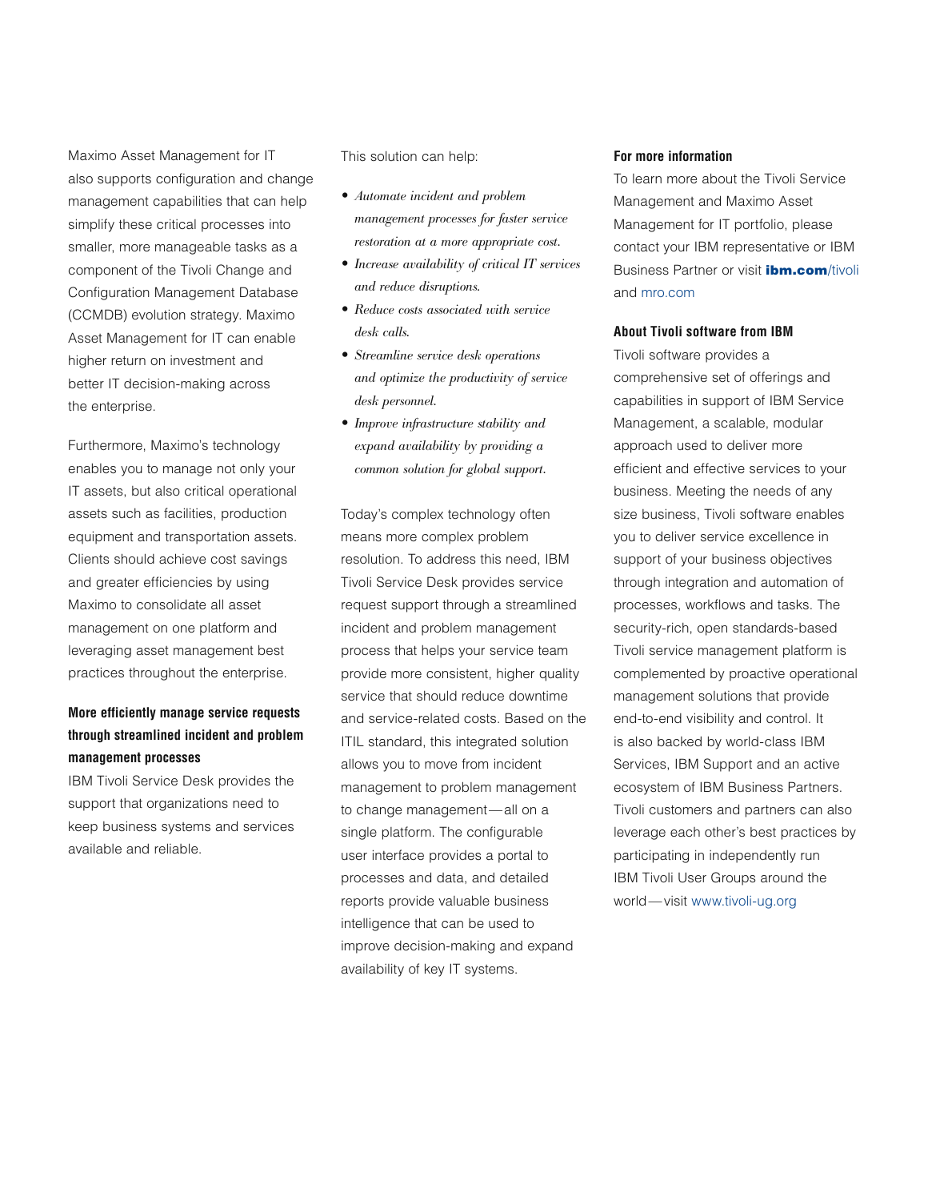Maximo Asset Management for IT also supports configuration and change management capabilities that can help simplify these critical processes into smaller, more manageable tasks as a component of the Tivoli Change and Configuration Management Database (CCMDB) evolution strategy. Maximo Asset Management for IT can enable higher return on investment and better IT decision-making across the enterprise.

Furthermore, Maximo's technology enables you to manage not only your IT assets, but also critical operational assets such as facilities, production equipment and transportation assets. Clients should achieve cost savings and greater efficiencies by using Maximo to consolidate all asset management on one platform and leveraging asset management best practices throughout the enterprise.

### More efficiently manage service requests through streamlined incident and problem management processes

IBM Tivoli Service Desk provides the support that organizations need to keep business systems and services available and reliable.

This solution can help:

- *Automate incident and problem management processes for faster service restoration at a more appropriate cost.*
- *Increase availability of critical IT services and reduce disruptions.*
- *Reduce costs associated with service desk calls.*
- *Streamline service desk operations and optimize the productivity of service desk personnel.*
- *Improve infrastructure stability and expand availability by providing a common solution for global support.*

Today's complex technology often means more complex problem resolution. To address this need, IBM Tivoli Service Desk provides service request support through a streamlined incident and problem management process that helps your service team provide more consistent, higher quality service that should reduce downtime and service-related costs. Based on the ITIL standard, this integrated solution allows you to move from incident management to problem management to change management—all on a single platform. The configurable user interface provides a portal to processes and data, and detailed reports provide valuable business intelligence that can be used to improve decision-making and expand availability of key IT systems.

### For more information

To learn more about the Tivoli Service Management and Maximo Asset Management for IT portfolio, please contact your IBM representative or IBM Business Partner or visit **ibm.com**/tivoli and mro.com

### About Tivoli software from IBM

Tivoli software provides a comprehensive set of offerings and capabilities in support of IBM Service Management, a scalable, modular approach used to deliver more efficient and effective services to your business. Meeting the needs of any size business, Tivoli software enables you to deliver service excellence in support of your business objectives through integration and automation of processes, workflows and tasks. The security-rich, open standards-based Tivoli service management platform is complemented by proactive operational management solutions that provide end-to-end visibility and control. It is also backed by world-class IBM Services, IBM Support and an active ecosystem of IBM Business Partners. Tivoli customers and partners can also leverage each other's best practices by participating in independently run IBM Tivoli User Groups around the world—visit www.tivoli-ug.org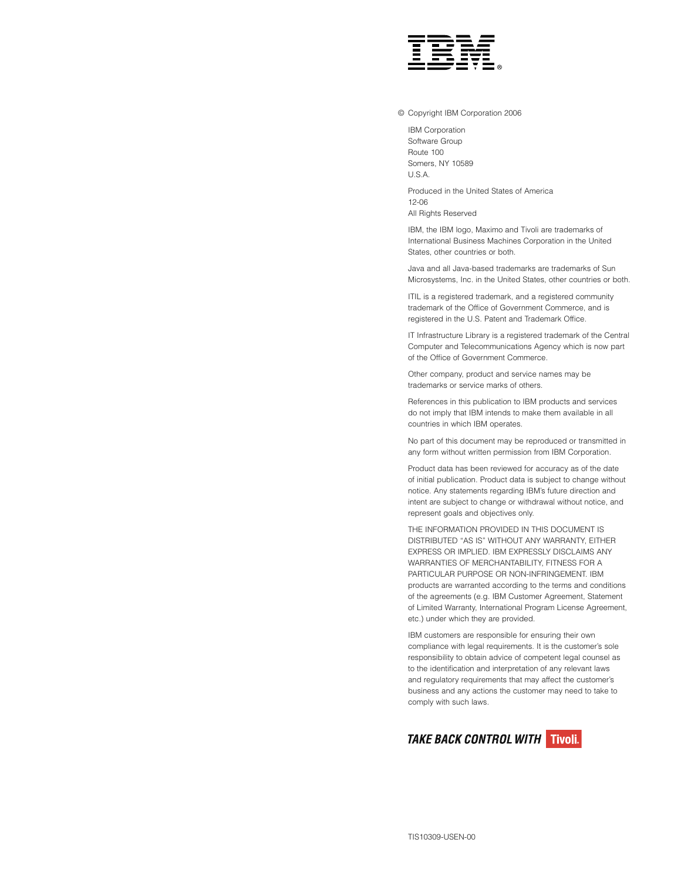© Copyright IBM Corporation 2006

IBM Corporation
Software Group
Route 100
Somers, NY 10589
U.S.A.

Produced in the United States of America
12-06
All Rights Reserved

IBM, the IBM logo, Maximo and Tivoli are trademarks of International Business Machines Corporation in the United States, other countries or both.

Java and all Java-based trademarks are trademarks of Sun Microsystems, Inc. in the United States, other countries or both.

ITIL is a registered trademark, and a registered community trademark of the Office of Government Commerce, and is registered in the U.S. Patent and Trademark Office.

IT Infrastructure Library is a registered trademark of the Central Computer and Telecommunications Agency which is now part of the Office of Government Commerce.

Other company, product and service names may be trademarks or service marks of others.

References in this publication to IBM products and services do not imply that IBM intends to make them available in all countries in which IBM operates.

No part of this document may be reproduced or transmitted in any form without written permission from IBM Corporation.

Product data has been reviewed for accuracy as of the date of initial publication. Product data is subject to change without notice. Any statements regarding IBM's future direction and intent are subject to change or withdrawal without notice, and represent goals and objectives only.

THE INFORMATION PROVIDED IN THIS DOCUMENT IS DISTRIBUTED "AS IS" WITHOUT ANY WARRANTY, EITHER EXPRESS OR IMPLIED. IBM EXPRESSLY DISCLAIMS ANY WARRANTIES OF MERCHANTABILITY, FITNESS FOR A PARTICULAR PURPOSE OR NON-INFRINGEMENT. IBM products are warranted according to the terms and conditions of the agreements (e.g. IBM Customer Agreement, Statement of Limited Warranty, International Program License Agreement, etc.) under which they are provided.

IBM customers are responsible for ensuring their own compliance with legal requirements. It is the customer's sole responsibility to obtain advice of competent legal counsel as to the identification and interpretation of any relevant laws and regulatory requirements that may affect the customer's business and any actions the customer may need to take to comply with such laws.

**TAKE BACK CONTROL WITH Tivoli.**

TIS10309-USEN-00